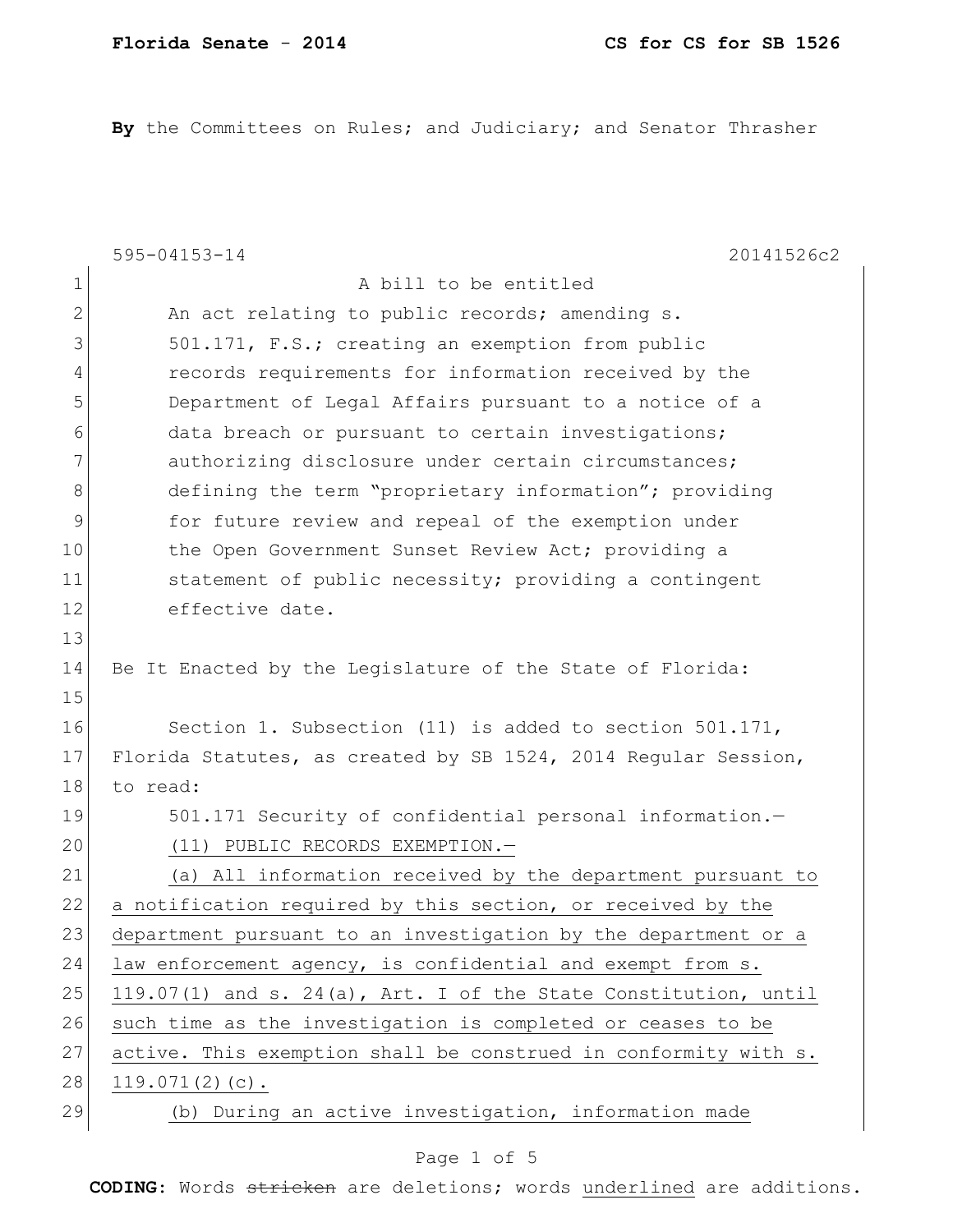**By** the Committees on Rules; and Judiciary; and Senator Thrasher

595-04153-14 20141526c2

A bill to be entitled

An act relating to public records; amending s. 501.171, F.S.; creating an exemption from public records requirements for information received by the Department of Legal Affairs pursuant to a notice of a data breach or pursuant to certain investigations; authorizing disclosure under certain circumstances; defining the term "proprietary information"; providing for future review and repeal of the exemption under the Open Government Sunset Review Act; providing a statement of public necessity; providing a contingent effective date.

Be It Enacted by the Legislature of the State of Florida:

Section 1. Subsection (11) is added to section 501.171, Florida Statutes, as created by SB 1524, 2014 Regular Session, to read:

501.171 Security of confidential personal information.—

(11) PUBLIC RECORDS EXEMPTION.—

(a) All information received by the department pursuant to a notification required by this section, or received by the department pursuant to an investigation by the department or a law enforcement agency, is confidential and exempt from s. 119.07(1) and s. 24(a), Art. I of the State Constitution, until such time as the investigation is completed or ceases to be active. This exemption shall be construed in conformity with s. 119.071(2)(c).

(b) During an active investigation, information made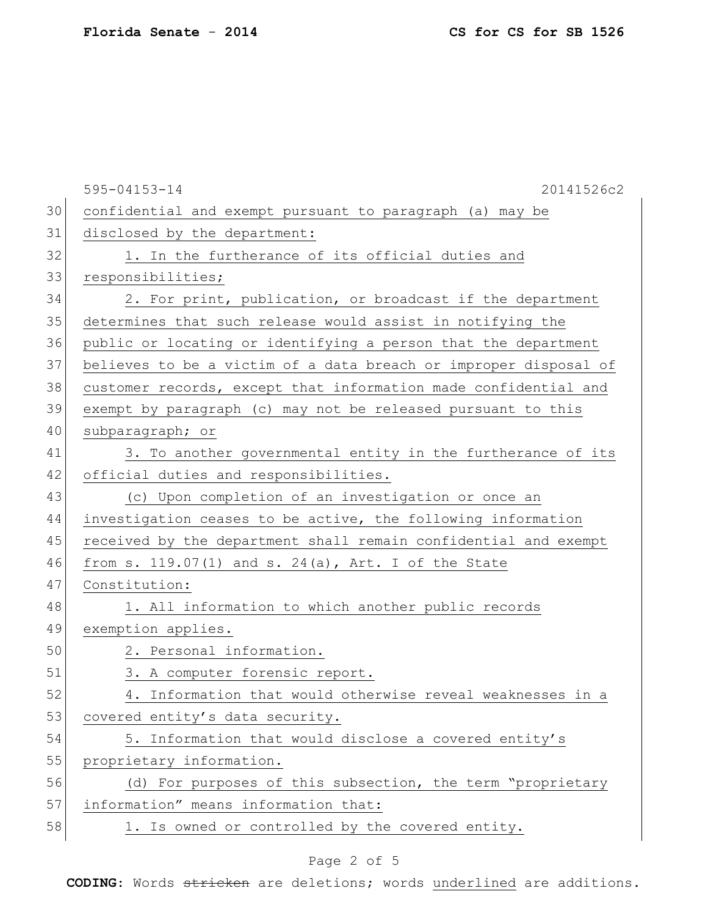confidential and exempt pursuant to paragraph (a) may be disclosed by the department:

1. In the furtherance of its official duties and responsibilities;

2. For print, publication, or broadcast if the department determines that such release would assist in notifying the public or locating or identifying a person that the department believes to be a victim of a data breach or improper disposal of customer records, except that information made confidential and exempt by paragraph (c) may not be released pursuant to this subparagraph; or

3. To another governmental entity in the furtherance of its official duties and responsibilities.

(c) Upon completion of an investigation or once an investigation ceases to be active, the following information received by the department shall remain confidential and exempt from s. 119.07(1) and s. 24(a), Art. I of the State Constitution:

1. All information to which another public records exemption applies.

2. Personal information.

3. A computer forensic report.

4. Information that would otherwise reveal weaknesses in a covered entity's data security.

5. Information that would disclose a covered entity's proprietary information.

(d) For purposes of this subsection, the term "proprietary information" means information that:

1. Is owned or controlled by the covered entity.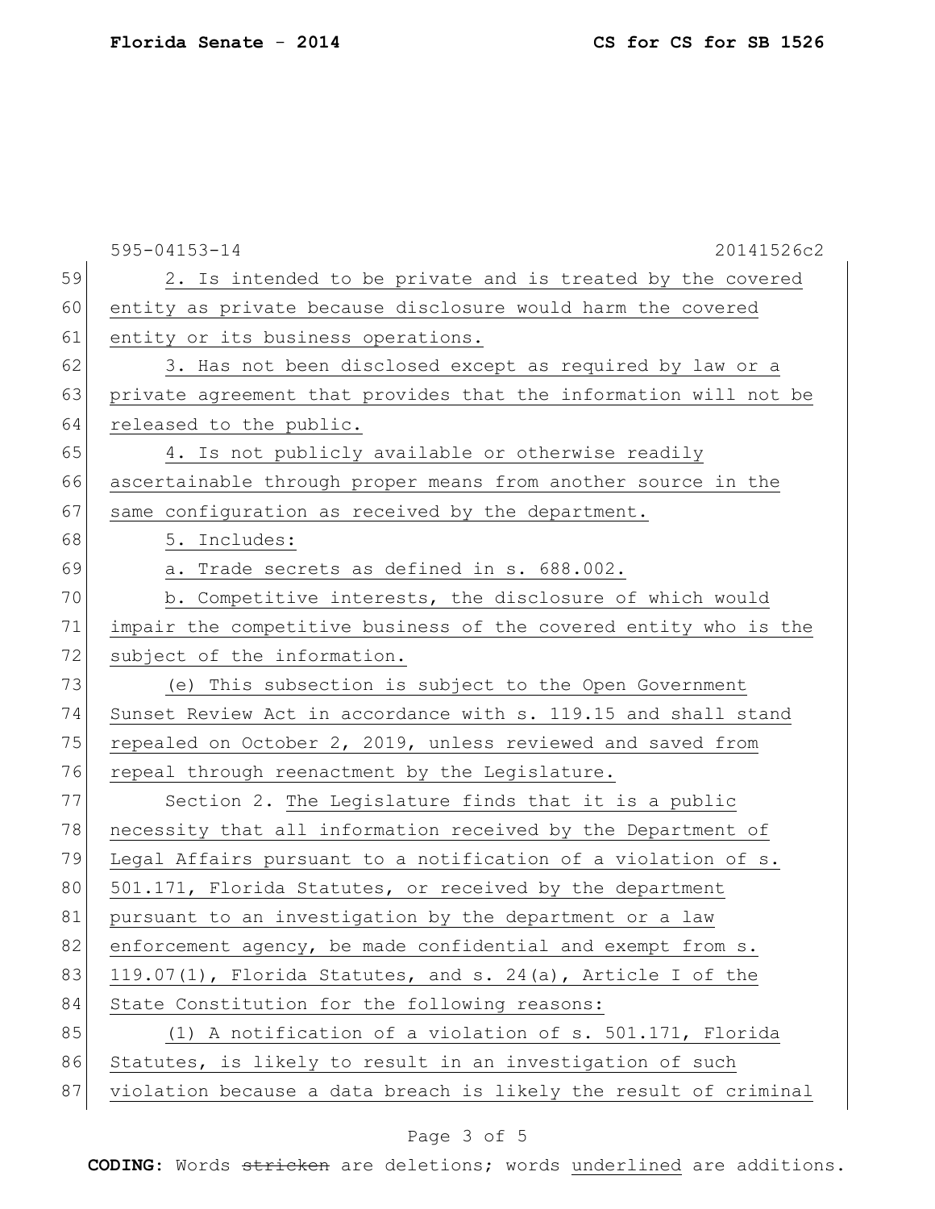2. Is intended to be private and is treated by the covered entity as private because disclosure would harm the covered entity or its business operations.

3. Has not been disclosed except as required by law or a private agreement that provides that the information will not be released to the public.

4. Is not publicly available or otherwise readily ascertainable through proper means from another source in the same configuration as received by the department.

5. Includes:

a. Trade secrets as defined in s. 688.002.

b. Competitive interests, the disclosure of which would impair the competitive business of the covered entity who is the subject of the information.

(e) This subsection is subject to the Open Government Sunset Review Act in accordance with s. 119.15 and shall stand repealed on October 2, 2019, unless reviewed and saved from repeal through reenactment by the Legislature.

Section 2. The Legislature finds that it is a public necessity that all information received by the Department of Legal Affairs pursuant to a notification of a violation of s. 501.171, Florida Statutes, or received by the department pursuant to an investigation by the department or a law enforcement agency, be made confidential and exempt from s. 119.07(1), Florida Statutes, and s. 24(a), Article I of the State Constitution for the following reasons:

(1) A notification of a violation of s. 501.171, Florida Statutes, is likely to result in an investigation of such violation because a data breach is likely the result of criminal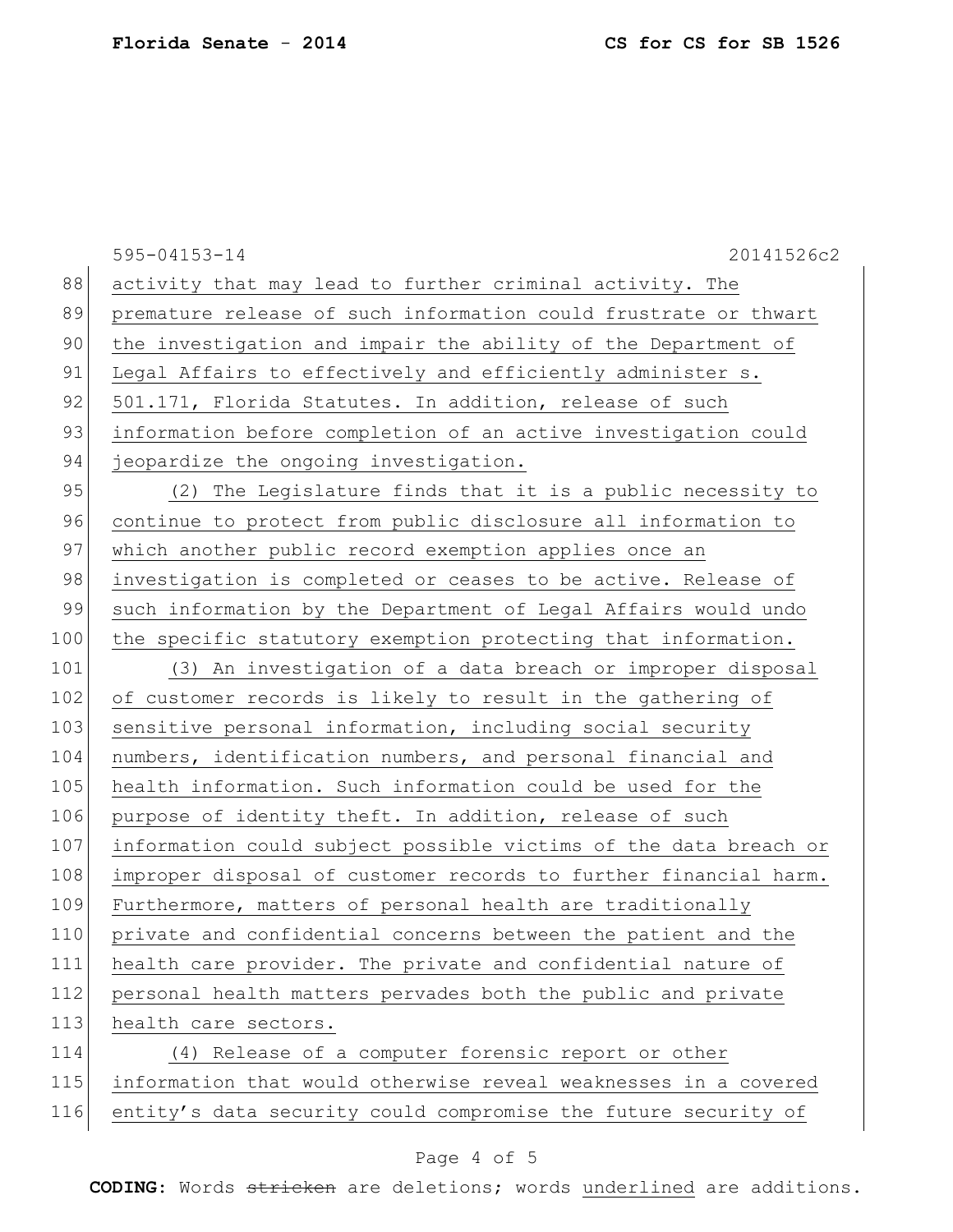595-04153-14 20141526c2

activity that may lead to further criminal activity. The premature release of such information could frustrate or thwart the investigation and impair the ability of the Department of Legal Affairs to effectively and efficiently administer s. 501.171, Florida Statutes. In addition, release of such information before completion of an active investigation could jeopardize the ongoing investigation.

(2) The Legislature finds that it is a public necessity to continue to protect from public disclosure all information to which another public record exemption applies once an investigation is completed or ceases to be active. Release of such information by the Department of Legal Affairs would undo the specific statutory exemption protecting that information.

(3) An investigation of a data breach or improper disposal of customer records is likely to result in the gathering of sensitive personal information, including social security numbers, identification numbers, and personal financial and health information. Such information could be used for the purpose of identity theft. In addition, release of such information could subject possible victims of the data breach or improper disposal of customer records to further financial harm. Furthermore, matters of personal health are traditionally private and confidential concerns between the patient and the health care provider. The private and confidential nature of personal health matters pervades both the public and private health care sectors.

(4) Release of a computer forensic report or other information that would otherwise reveal weaknesses in a covered entity's data security could compromise the future security of

**CODING:** Words ~~stricken~~ are deletions; words underlined are additions.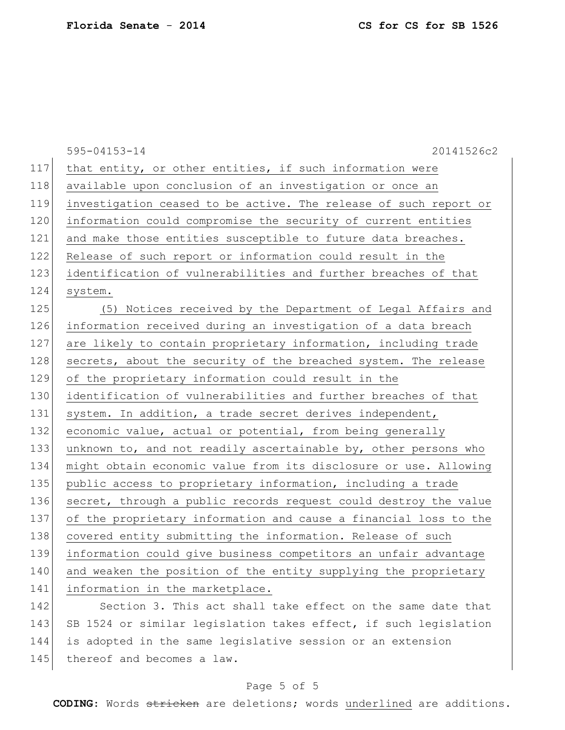that entity, or other entities, if such information were available upon conclusion of an investigation or once an investigation ceased to be active. The release of such report or information could compromise the security of current entities and make those entities susceptible to future data breaches. Release of such report or information could result in the identification of vulnerabilities and further breaches of that system.

(5) Notices received by the Department of Legal Affairs and information received during an investigation of a data breach are likely to contain proprietary information, including trade secrets, about the security of the breached system. The release of the proprietary information could result in the identification of vulnerabilities and further breaches of that system. In addition, a trade secret derives independent, economic value, actual or potential, from being generally unknown to, and not readily ascertainable by, other persons who might obtain economic value from its disclosure or use. Allowing public access to proprietary information, including a trade secret, through a public records request could destroy the value of the proprietary information and cause a financial loss to the covered entity submitting the information. Release of such information could give business competitors an unfair advantage and weaken the position of the entity supplying the proprietary information in the marketplace.

Section 3. This act shall take effect on the same date that SB 1524 or similar legislation takes effect, if such legislation is adopted in the same legislative session or an extension thereof and becomes a law.